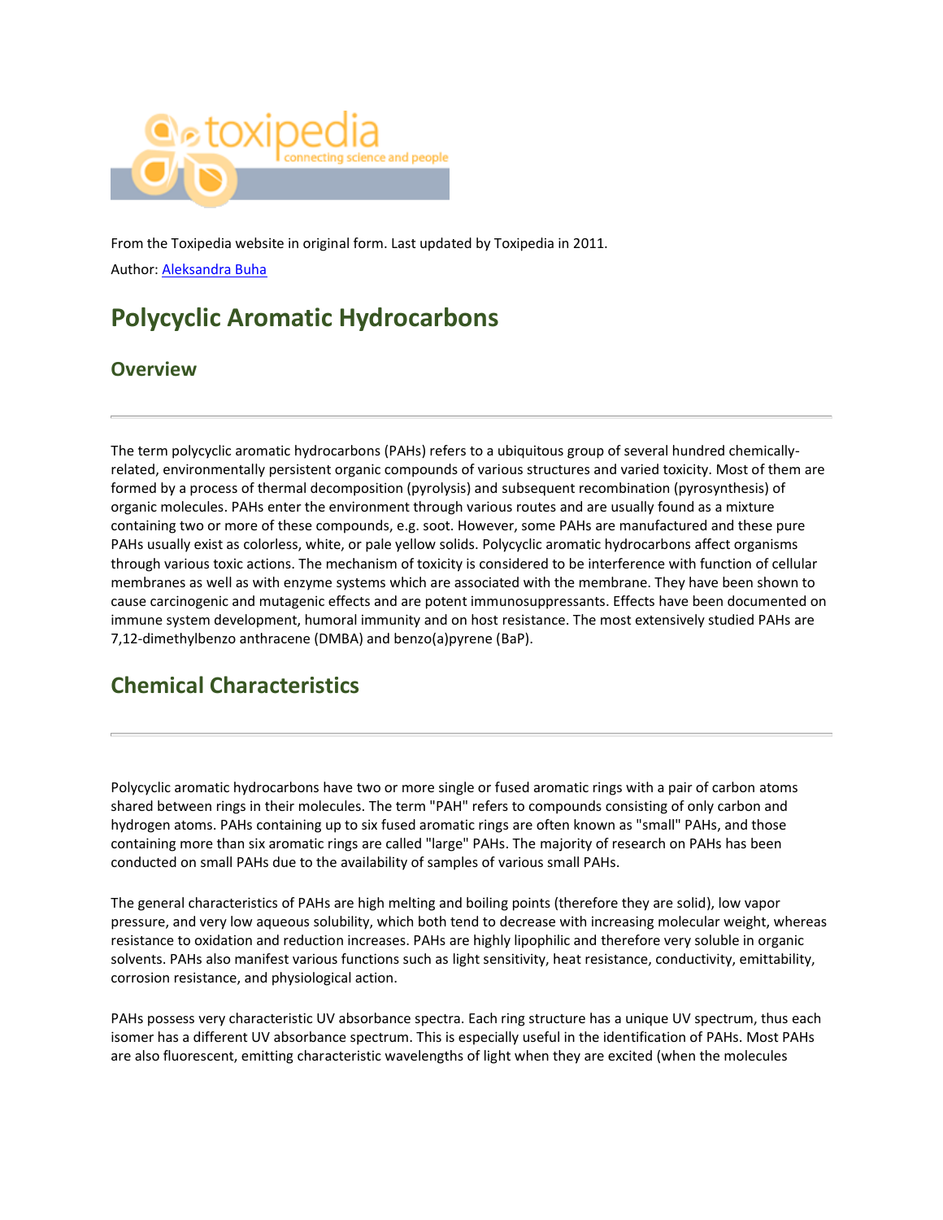From the Toxipedia website in original form. Last updated by Toxipedia in 2011.

Author: [Aleksandra Buha]

# Polycyclic Aromatic Hydrocarbons

## Overview

The term polycyclic aromatic hydrocarbons (PAHs) refers to a ubiquitous group of several hundred chemically-related, environmentally persistent organic compounds of various structures and varied toxicity. Most of them are formed by a process of thermal decomposition (pyrolysis) and subsequent recombination (pyrosynthesis) of organic molecules. PAHs enter the environment through various routes and are usually found as a mixture containing two or more of these compounds, e.g. soot. However, some PAHs are manufactured and these pure PAHs usually exist as colorless, white, or pale yellow solids. Polycyclic aromatic hydrocarbons affect organisms through various toxic actions. The mechanism of toxicity is considered to be interference with function of cellular membranes as well as with enzyme systems which are associated with the membrane. They have been shown to cause carcinogenic and mutagenic effects and are potent immunosuppressants. Effects have been documented on immune system development, humoral immunity and on host resistance. The most extensively studied PAHs are 7,12-dimethylbenzo anthracene (DMBA) and benzo(a)pyrene (BaP).

# Chemical Characteristics

Polycyclic aromatic hydrocarbons have two or more single or fused aromatic rings with a pair of carbon atoms shared between rings in their molecules. The term "PAH" refers to compounds consisting of only carbon and hydrogen atoms. PAHs containing up to six fused aromatic rings are often known as "small" PAHs, and those containing more than six aromatic rings are called "large" PAHs. The majority of research on PAHs has been conducted on small PAHs due to the availability of samples of various small PAHs.

The general characteristics of PAHs are high melting and boiling points (therefore they are solid), low vapor pressure, and very low aqueous solubility, which both tend to decrease with increasing molecular weight, whereas resistance to oxidation and reduction increases. PAHs are highly lipophilic and therefore very soluble in organic solvents. PAHs also manifest various functions such as light sensitivity, heat resistance, conductivity, emittability, corrosion resistance, and physiological action.

PAHs possess very characteristic UV absorbance spectra. Each ring structure has a unique UV spectrum, thus each isomer has a different UV absorbance spectrum. This is especially useful in the identification of PAHs. Most PAHs are also fluorescent, emitting characteristic wavelengths of light when they are excited (when the molecules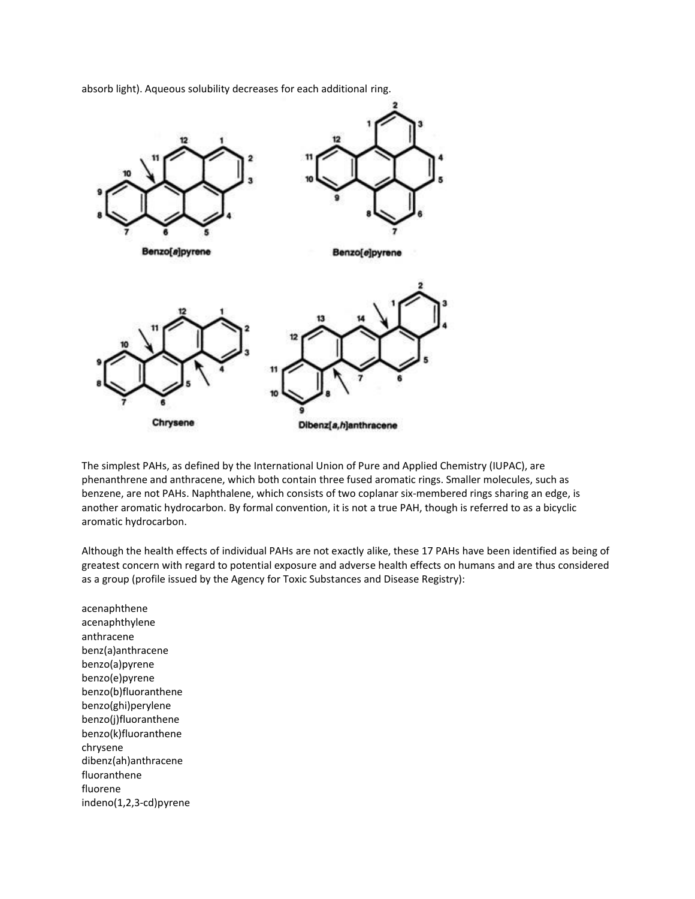absorb light). Aqueous solubility decreases for each additional ring.

The simplest PAHs, as defined by the International Union of Pure and Applied Chemistry (IUPAC), are phenanthrene and anthracene, which both contain three fused aromatic rings. Smaller molecules, such as benzene, are not PAHs. Naphthalene, which consists of two coplanar six-membered rings sharing an edge, is another aromatic hydrocarbon. By formal convention, it is not a true PAH, though is referred to as a bicyclic aromatic hydrocarbon.

Although the health effects of individual PAHs are not exactly alike, these 17 PAHs have been identified as being of greatest concern with regard to potential exposure and adverse health effects on humans and are thus considered as a group (profile issued by the Agency for Toxic Substances and Disease Registry):

acenaphthene
acenaphthylene
anthracene
benz(a)anthracene
benzo(a)pyrene
benzo(e)pyrene
benzo(b)fluoranthene
benzo(ghi)perylene
benzo(j)fluoranthene
benzo(k)fluoranthene
chrysene
dibenz(ah)anthracene
fluoranthene
fluorene
indeno(1,2,3-cd)pyrene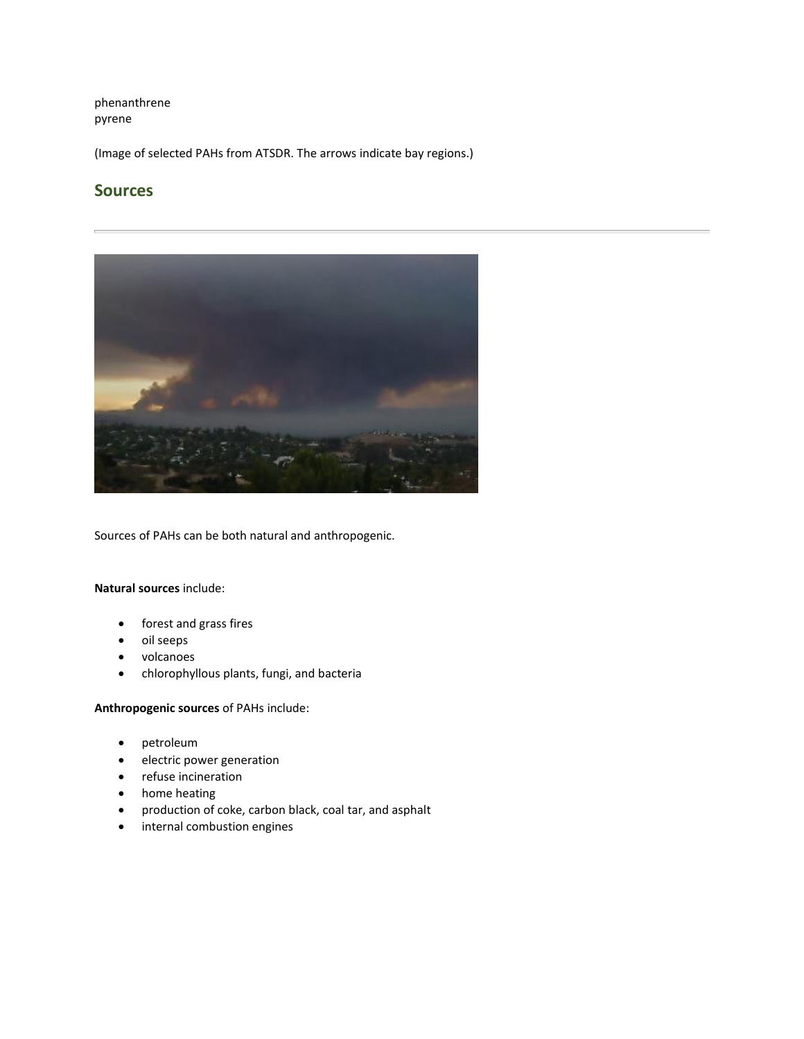phenanthrene
pyrene

(Image of selected PAHs from ATSDR. The arrows indicate bay regions.)

## Sources

Sources of PAHs can be both natural and anthropogenic.

**Natural sources** include:

- forest and grass fires
- oil seeps
- volcanoes
- chlorophyllous plants, fungi, and bacteria

**Anthropogenic sources** of PAHs include:

- petroleum
- electric power generation
- refuse incineration
- home heating
- production of coke, carbon black, coal tar, and asphalt
- internal combustion engines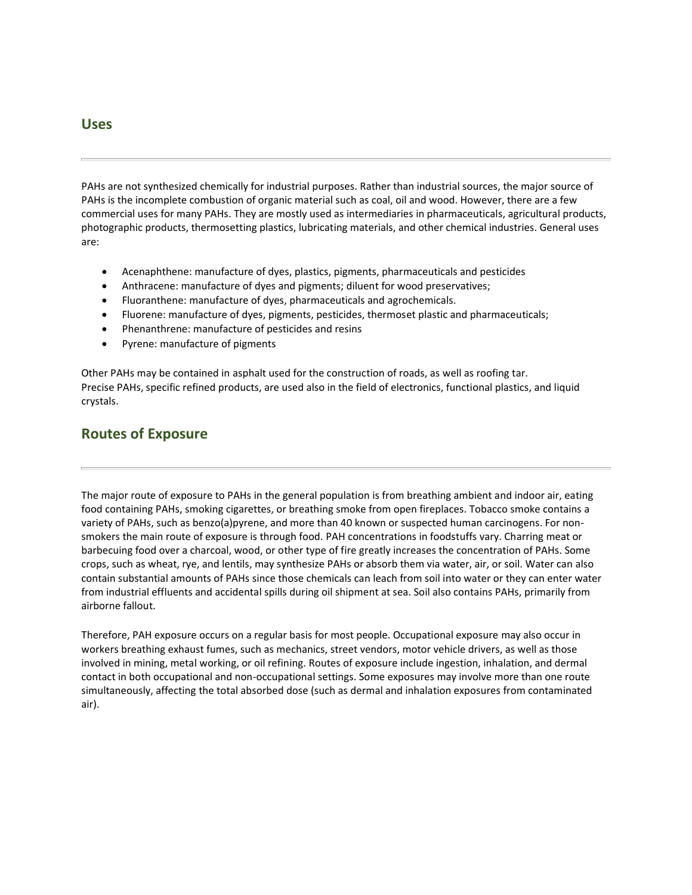## Uses

PAHs are not synthesized chemically for industrial purposes. Rather than industrial sources, the major source of PAHs is the incomplete combustion of organic material such as coal, oil and wood. However, there are a few commercial uses for many PAHs. They are mostly used as intermediaries in pharmaceuticals, agricultural products, photographic products, thermosetting plastics, lubricating materials, and other chemical industries. General uses are:

- Acenaphthene: manufacture of dyes, plastics, pigments, pharmaceuticals and pesticides
- Anthracene: manufacture of dyes and pigments; diluent for wood preservatives;
- Fluoranthene: manufacture of dyes, pharmaceuticals and agrochemicals.
- Fluorene: manufacture of dyes, pigments, pesticides, thermoset plastic and pharmaceuticals;
- Phenanthrene: manufacture of pesticides and resins
- Pyrene: manufacture of pigments

Other PAHs may be contained in asphalt used for the construction of roads, as well as roofing tar.
Precise PAHs, specific refined products, are used also in the field of electronics, functional plastics, and liquid crystals.

## Routes of Exposure

The major route of exposure to PAHs in the general population is from breathing ambient and indoor air, eating food containing PAHs, smoking cigarettes, or breathing smoke from open fireplaces. Tobacco smoke contains a variety of PAHs, such as benzo(a)pyrene, and more than 40 known or suspected human carcinogens. For non-smokers the main route of exposure is through food. PAH concentrations in foodstuffs vary. Charring meat or barbecuing food over a charcoal, wood, or other type of fire greatly increases the concentration of PAHs. Some crops, such as wheat, rye, and lentils, may synthesize PAHs or absorb them via water, air, or soil. Water can also contain substantial amounts of PAHs since those chemicals can leach from soil into water or they can enter water from industrial effluents and accidental spills during oil shipment at sea. Soil also contains PAHs, primarily from airborne fallout.

Therefore, PAH exposure occurs on a regular basis for most people. Occupational exposure may also occur in workers breathing exhaust fumes, such as mechanics, street vendors, motor vehicle drivers, as well as those involved in mining, metal working, or oil refining. Routes of exposure include ingestion, inhalation, and dermal contact in both occupational and non-occupational settings. Some exposures may involve more than one route simultaneously, affecting the total absorbed dose (such as dermal and inhalation exposures from contaminated air).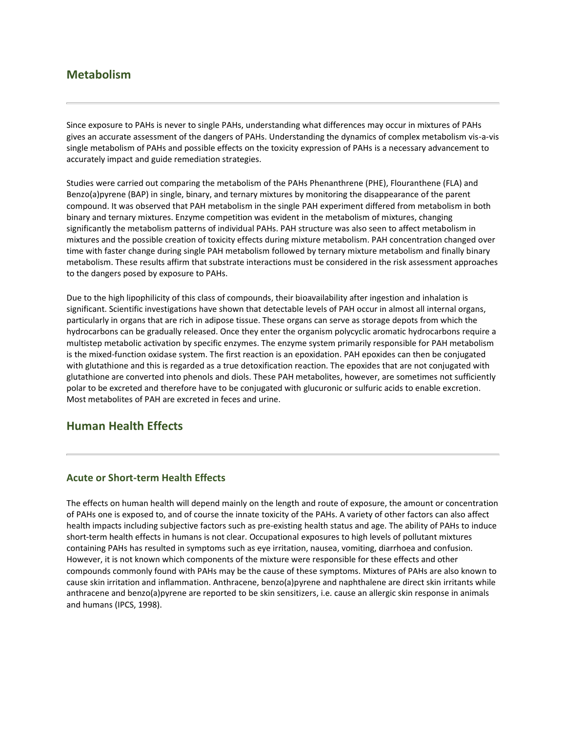## Metabolism

Since exposure to PAHs is never to single PAHs, understanding what differences may occur in mixtures of PAHs gives an accurate assessment of the dangers of PAHs. Understanding the dynamics of complex metabolism vis-a-vis single metabolism of PAHs and possible effects on the toxicity expression of PAHs is a necessary advancement to accurately impact and guide remediation strategies.

Studies were carried out comparing the metabolism of the PAHs Phenanthrene (PHE), Flouranthene (FLA) and Benzo(a)pyrene (BAP) in single, binary, and ternary mixtures by monitoring the disappearance of the parent compound. It was observed that PAH metabolism in the single PAH experiment differed from metabolism in both binary and ternary mixtures. Enzyme competition was evident in the metabolism of mixtures, changing significantly the metabolism patterns of individual PAHs. PAH structure was also seen to affect metabolism in mixtures and the possible creation of toxicity effects during mixture metabolism. PAH concentration changed over time with faster change during single PAH metabolism followed by ternary mixture metabolism and finally binary metabolism. These results affirm that substrate interactions must be considered in the risk assessment approaches to the dangers posed by exposure to PAHs.

Due to the high lipophilicity of this class of compounds, their bioavailability after ingestion and inhalation is significant. Scientific investigations have shown that detectable levels of PAH occur in almost all internal organs, particularly in organs that are rich in adipose tissue. These organs can serve as storage depots from which the hydrocarbons can be gradually released. Once they enter the organism polycyclic aromatic hydrocarbons require a multistep metabolic activation by specific enzymes. The enzyme system primarily responsible for PAH metabolism is the mixed-function oxidase system. The first reaction is an epoxidation. PAH epoxides can then be conjugated with glutathione and this is regarded as a true detoxification reaction. The epoxides that are not conjugated with glutathione are converted into phenols and diols. These PAH metabolites, however, are sometimes not sufficiently polar to be excreted and therefore have to be conjugated with glucuronic or sulfuric acids to enable excretion. Most metabolites of PAH are excreted in feces and urine.

## Human Health Effects

### Acute or Short-term Health Effects

The effects on human health will depend mainly on the length and route of exposure, the amount or concentration of PAHs one is exposed to, and of course the innate toxicity of the PAHs. A variety of other factors can also affect health impacts including subjective factors such as pre-existing health status and age. The ability of PAHs to induce short-term health effects in humans is not clear. Occupational exposures to high levels of pollutant mixtures containing PAHs has resulted in symptoms such as eye irritation, nausea, vomiting, diarrhoea and confusion. However, it is not known which components of the mixture were responsible for these effects and other compounds commonly found with PAHs may be the cause of these symptoms. Mixtures of PAHs are also known to cause skin irritation and inflammation. Anthracene, benzo(a)pyrene and naphthalene are direct skin irritants while anthracene and benzo(a)pyrene are reported to be skin sensitizers, i.e. cause an allergic skin response in animals and humans (IPCS, 1998).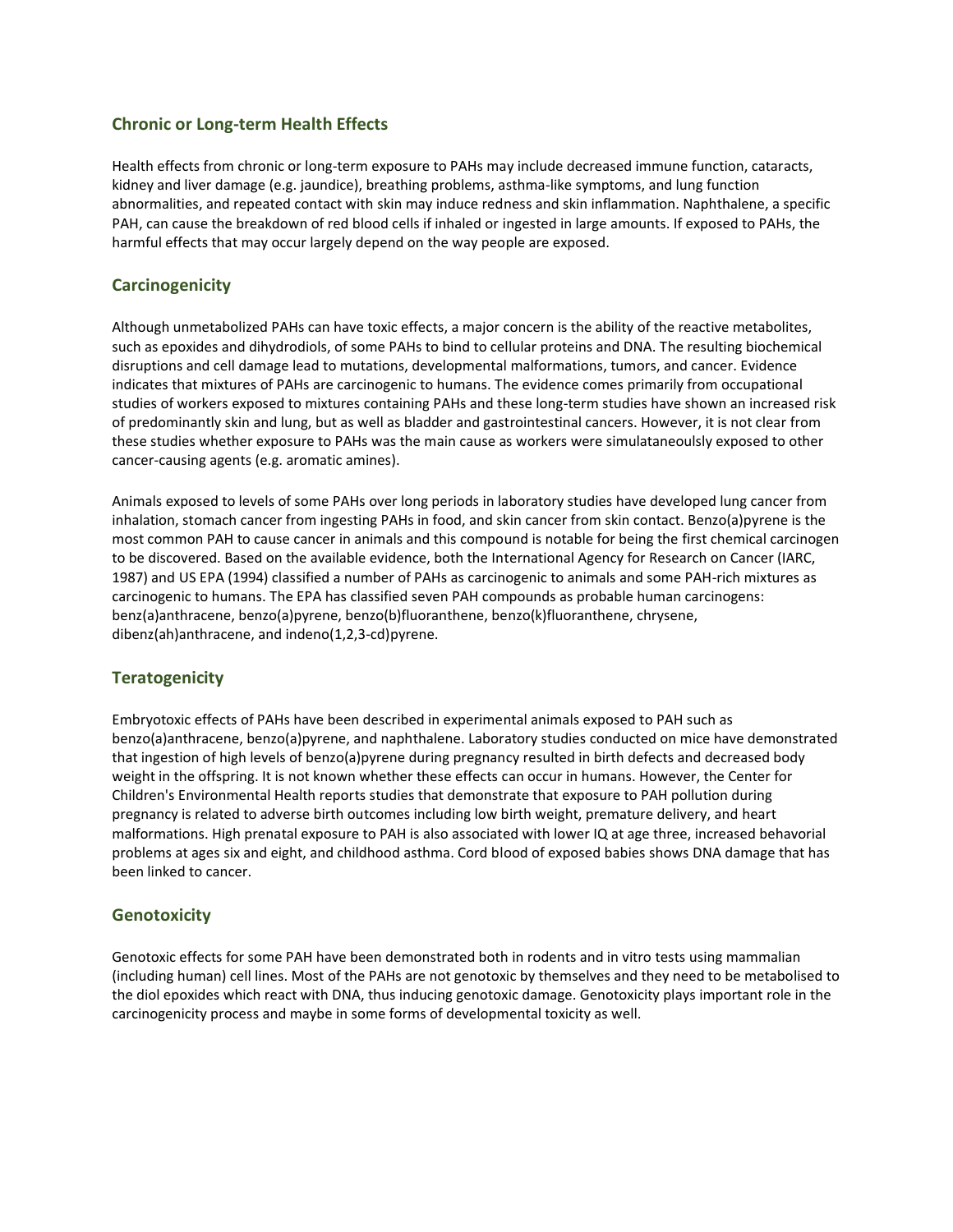## Chronic or Long-term Health Effects

Health effects from chronic or long-term exposure to PAHs may include decreased immune function, cataracts, kidney and liver damage (e.g. jaundice), breathing problems, asthma-like symptoms, and lung function abnormalities, and repeated contact with skin may induce redness and skin inflammation. Naphthalene, a specific PAH, can cause the breakdown of red blood cells if inhaled or ingested in large amounts. If exposed to PAHs, the harmful effects that may occur largely depend on the way people are exposed.

## Carcinogenicity

Although unmetabolized PAHs can have toxic effects, a major concern is the ability of the reactive metabolites, such as epoxides and dihydrodiols, of some PAHs to bind to cellular proteins and DNA. The resulting biochemical disruptions and cell damage lead to mutations, developmental malformations, tumors, and cancer. Evidence indicates that mixtures of PAHs are carcinogenic to humans. The evidence comes primarily from occupational studies of workers exposed to mixtures containing PAHs and these long-term studies have shown an increased risk of predominantly skin and lung, but as well as bladder and gastrointestinal cancers. However, it is not clear from these studies whether exposure to PAHs was the main cause as workers were simulataneoulsly exposed to other cancer-causing agents (e.g. aromatic amines).

Animals exposed to levels of some PAHs over long periods in laboratory studies have developed lung cancer from inhalation, stomach cancer from ingesting PAHs in food, and skin cancer from skin contact. Benzo(a)pyrene is the most common PAH to cause cancer in animals and this compound is notable for being the first chemical carcinogen to be discovered. Based on the available evidence, both the International Agency for Research on Cancer (IARC, 1987) and US EPA (1994) classified a number of PAHs as carcinogenic to animals and some PAH-rich mixtures as carcinogenic to humans. The EPA has classified seven PAH compounds as probable human carcinogens: benz(a)anthracene, benzo(a)pyrene, benzo(b)fluoranthene, benzo(k)fluoranthene, chrysene, dibenz(ah)anthracene, and indeno(1,2,3-cd)pyrene.

## Teratogenicity

Embryotoxic effects of PAHs have been described in experimental animals exposed to PAH such as benzo(a)anthracene, benzo(a)pyrene, and naphthalene. Laboratory studies conducted on mice have demonstrated that ingestion of high levels of benzo(a)pyrene during pregnancy resulted in birth defects and decreased body weight in the offspring. It is not known whether these effects can occur in humans. However, the Center for Children's Environmental Health reports studies that demonstrate that exposure to PAH pollution during pregnancy is related to adverse birth outcomes including low birth weight, premature delivery, and heart malformations. High prenatal exposure to PAH is also associated with lower IQ at age three, increased behavioral problems at ages six and eight, and childhood asthma. Cord blood of exposed babies shows DNA damage that has been linked to cancer.

## Genotoxicity

Genotoxic effects for some PAH have been demonstrated both in rodents and in vitro tests using mammalian (including human) cell lines. Most of the PAHs are not genotoxic by themselves and they need to be metabolised to the diol epoxides which react with DNA, thus inducing genotoxic damage. Genotoxicity plays important role in the carcinogenicity process and maybe in some forms of developmental toxicity as well.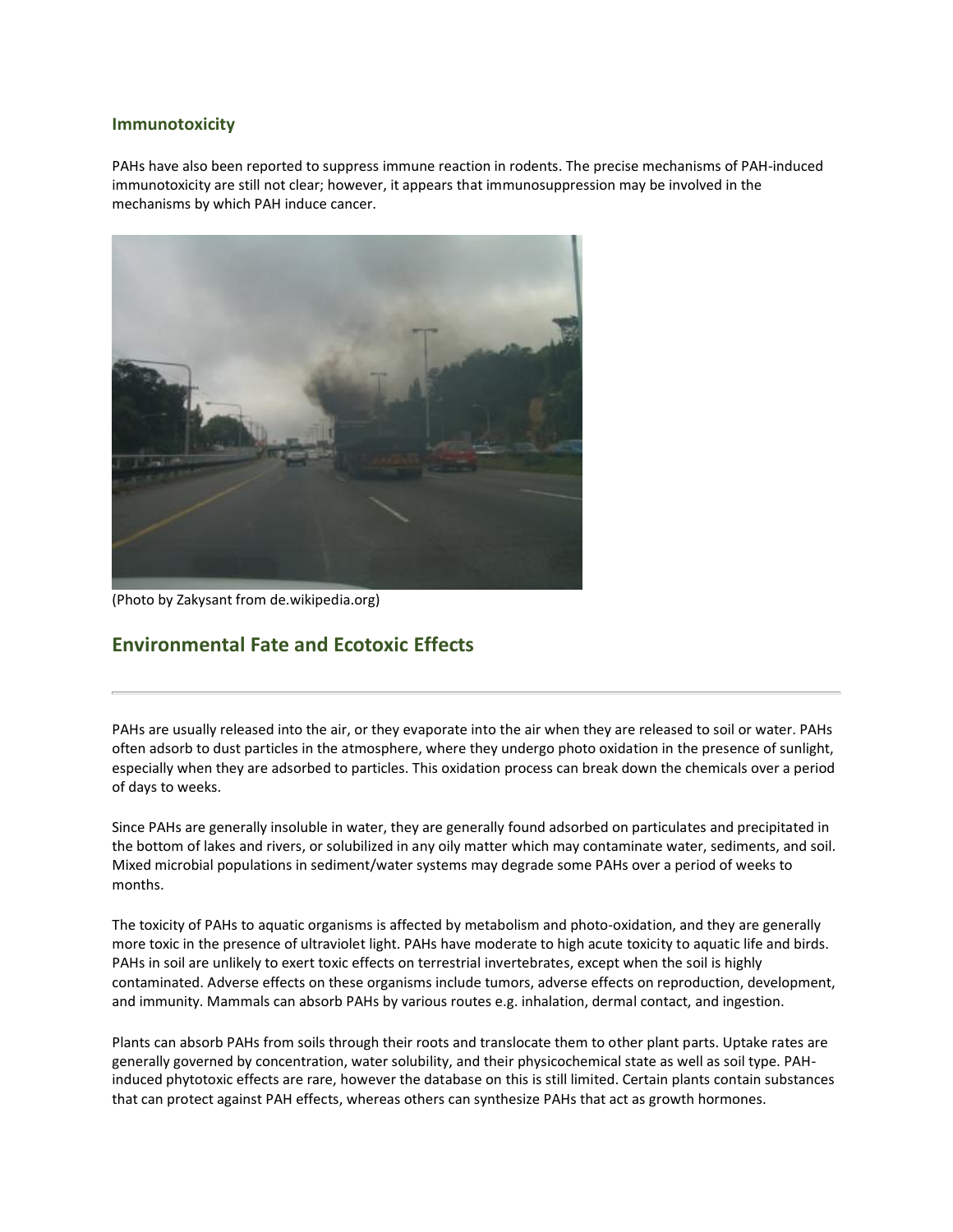### Immunotoxicity

PAHs have also been reported to suppress immune reaction in rodents. The precise mechanisms of PAH-induced immunotoxicity are still not clear; however, it appears that immunosuppression may be involved in the mechanisms by which PAH induce cancer.

(Photo by Zakysant from de.wikipedia.org)

## Environmental Fate and Ecotoxic Effects

PAHs are usually released into the air, or they evaporate into the air when they are released to soil or water. PAHs often adsorb to dust particles in the atmosphere, where they undergo photo oxidation in the presence of sunlight, especially when they are adsorbed to particles. This oxidation process can break down the chemicals over a period of days to weeks.

Since PAHs are generally insoluble in water, they are generally found adsorbed on particulates and precipitated in the bottom of lakes and rivers, or solubilized in any oily matter which may contaminate water, sediments, and soil. Mixed microbial populations in sediment/water systems may degrade some PAHs over a period of weeks to months.

The toxicity of PAHs to aquatic organisms is affected by metabolism and photo-oxidation, and they are generally more toxic in the presence of ultraviolet light. PAHs have moderate to high acute toxicity to aquatic life and birds. PAHs in soil are unlikely to exert toxic effects on terrestrial invertebrates, except when the soil is highly contaminated. Adverse effects on these organisms include tumors, adverse effects on reproduction, development, and immunity. Mammals can absorb PAHs by various routes e.g. inhalation, dermal contact, and ingestion.

Plants can absorb PAHs from soils through their roots and translocate them to other plant parts. Uptake rates are generally governed by concentration, water solubility, and their physicochemical state as well as soil type. PAH-induced phytotoxic effects are rare, however the database on this is still limited. Certain plants contain substances that can protect against PAH effects, whereas others can synthesize PAHs that act as growth hormones.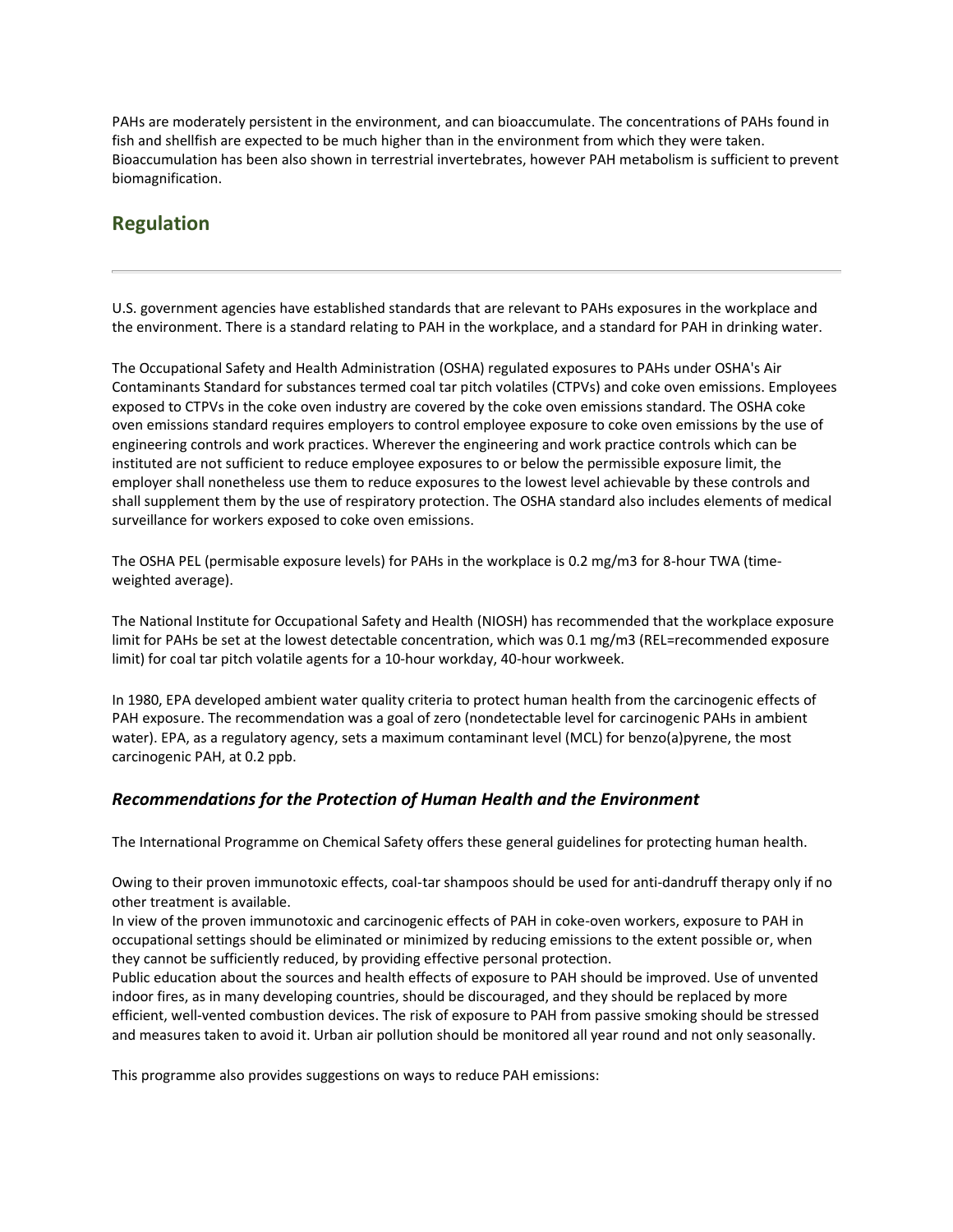PAHs are moderately persistent in the environment, and can bioaccumulate. The concentrations of PAHs found in fish and shellfish are expected to be much higher than in the environment from which they were taken. Bioaccumulation has been also shown in terrestrial invertebrates, however PAH metabolism is sufficient to prevent biomagnification.

## Regulation

---

U.S. government agencies have established standards that are relevant to PAHs exposures in the workplace and the environment. There is a standard relating to PAH in the workplace, and a standard for PAH in drinking water.

The Occupational Safety and Health Administration (OSHA) regulated exposures to PAHs under OSHA's Air Contaminants Standard for substances termed coal tar pitch volatiles (CTPVs) and coke oven emissions. Employees exposed to CTPVs in the coke oven industry are covered by the coke oven emissions standard. The OSHA coke oven emissions standard requires employers to control employee exposure to coke oven emissions by the use of engineering controls and work practices. Wherever the engineering and work practice controls which can be instituted are not sufficient to reduce employee exposures to or below the permissible exposure limit, the employer shall nonetheless use them to reduce exposures to the lowest level achievable by these controls and shall supplement them by the use of respiratory protection. The OSHA standard also includes elements of medical surveillance for workers exposed to coke oven emissions.

The OSHA PEL (permisable exposure levels) for PAHs in the workplace is 0.2 mg/m3 for 8-hour TWA (time-weighted average).

The National Institute for Occupational Safety and Health (NIOSH) has recommended that the workplace exposure limit for PAHs be set at the lowest detectable concentration, which was 0.1 mg/m3 (REL=recommended exposure limit) for coal tar pitch volatile agents for a 10-hour workday, 40-hour workweek.

In 1980, EPA developed ambient water quality criteria to protect human health from the carcinogenic effects of PAH exposure. The recommendation was a goal of zero (nondetectable level for carcinogenic PAHs in ambient water). EPA, as a regulatory agency, sets a maximum contaminant level (MCL) for benzo(a)pyrene, the most carcinogenic PAH, at 0.2 ppb.

### *Recommendations for the Protection of Human Health and the Environment*

The International Programme on Chemical Safety offers these general guidelines for protecting human health.

Owing to their proven immunotoxic effects, coal-tar shampoos should be used for anti-dandruff therapy only if no other treatment is available.
In view of the proven immunotoxic and carcinogenic effects of PAH in coke-oven workers, exposure to PAH in occupational settings should be eliminated or minimized by reducing emissions to the extent possible or, when they cannot be sufficiently reduced, by providing effective personal protection.
Public education about the sources and health effects of exposure to PAH should be improved. Use of unvented indoor fires, as in many developing countries, should be discouraged, and they should be replaced by more efficient, well-vented combustion devices. The risk of exposure to PAH from passive smoking should be stressed and measures taken to avoid it. Urban air pollution should be monitored all year round and not only seasonally.

This programme also provides suggestions on ways to reduce PAH emissions: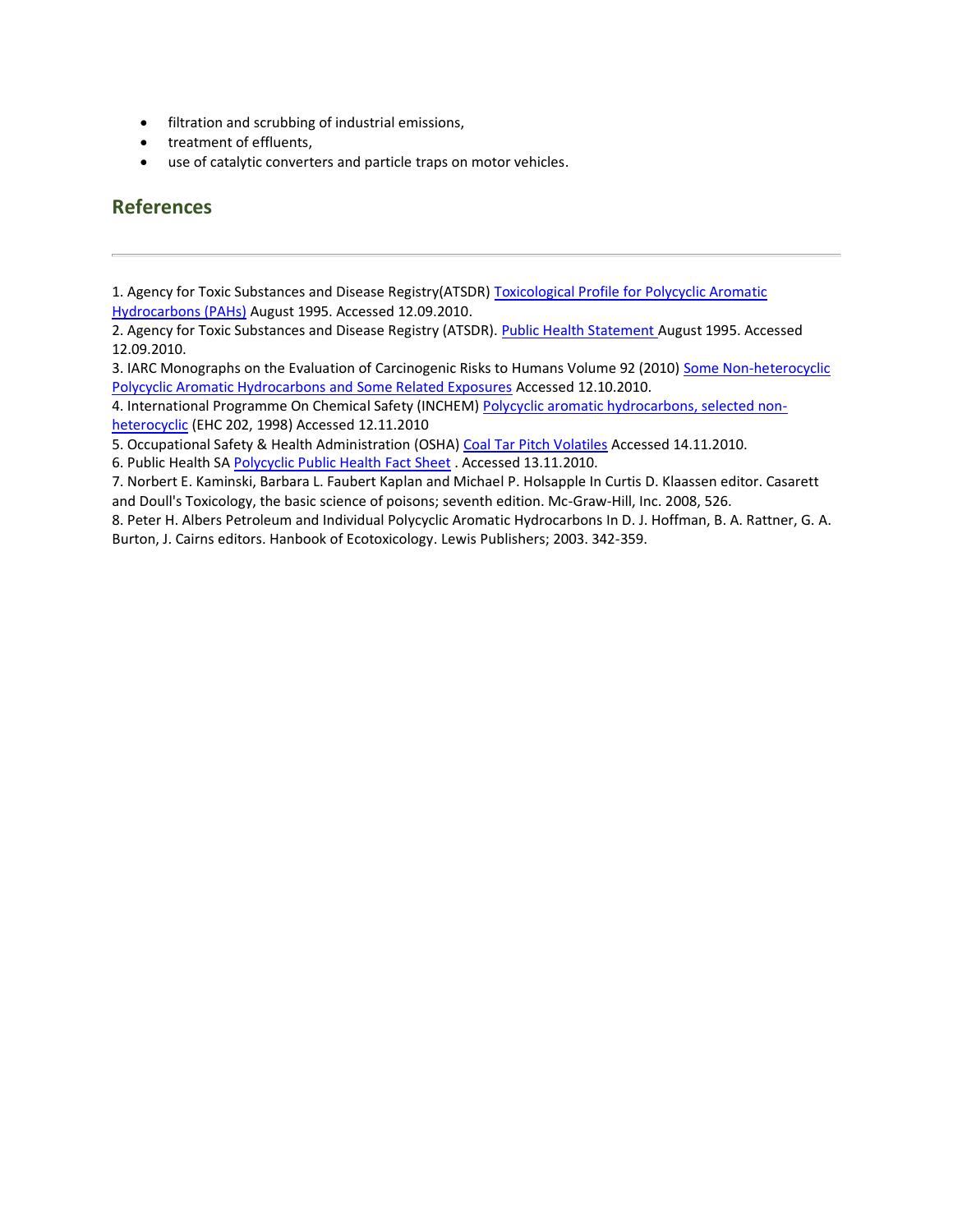- filtration and scrubbing of industrial emissions,
- treatment of effluents,
- use of catalytic converters and particle traps on motor vehicles.

## References

---

1. Agency for Toxic Substances and Disease Registry(ATSDR) Toxicological Profile for Polycyclic Aromatic Hydrocarbons (PAHs) August 1995. Accessed 12.09.2010.
2. Agency for Toxic Substances and Disease Registry (ATSDR). Public Health Statement August 1995. Accessed 12.09.2010.
3. IARC Monographs on the Evaluation of Carcinogenic Risks to Humans Volume 92 (2010) Some Non-heterocyclic Polycyclic Aromatic Hydrocarbons and Some Related Exposures Accessed 12.10.2010.
4. International Programme On Chemical Safety (INCHEM) Polycyclic aromatic hydrocarbons, selected non-heterocyclic (EHC 202, 1998) Accessed 12.11.2010
5. Occupational Safety & Health Administration (OSHA) Coal Tar Pitch Volatiles Accessed 14.11.2010.
6. Public Health SA Polycyclic Public Health Fact Sheet . Accessed 13.11.2010.
7. Norbert E. Kaminski, Barbara L. Faubert Kaplan and Michael P. Holsapple In Curtis D. Klaassen editor. Casarett and Doull's Toxicology, the basic science of poisons; seventh edition. Mc-Graw-Hill, Inc. 2008, 526.
8. Peter H. Albers Petroleum and Individual Polycyclic Aromatic Hydrocarbons In D. J. Hoffman, B. A. Rattner, G. A. Burton, J. Cairns editors. Hanbook of Ecotoxicology. Lewis Publishers; 2003. 342-359.